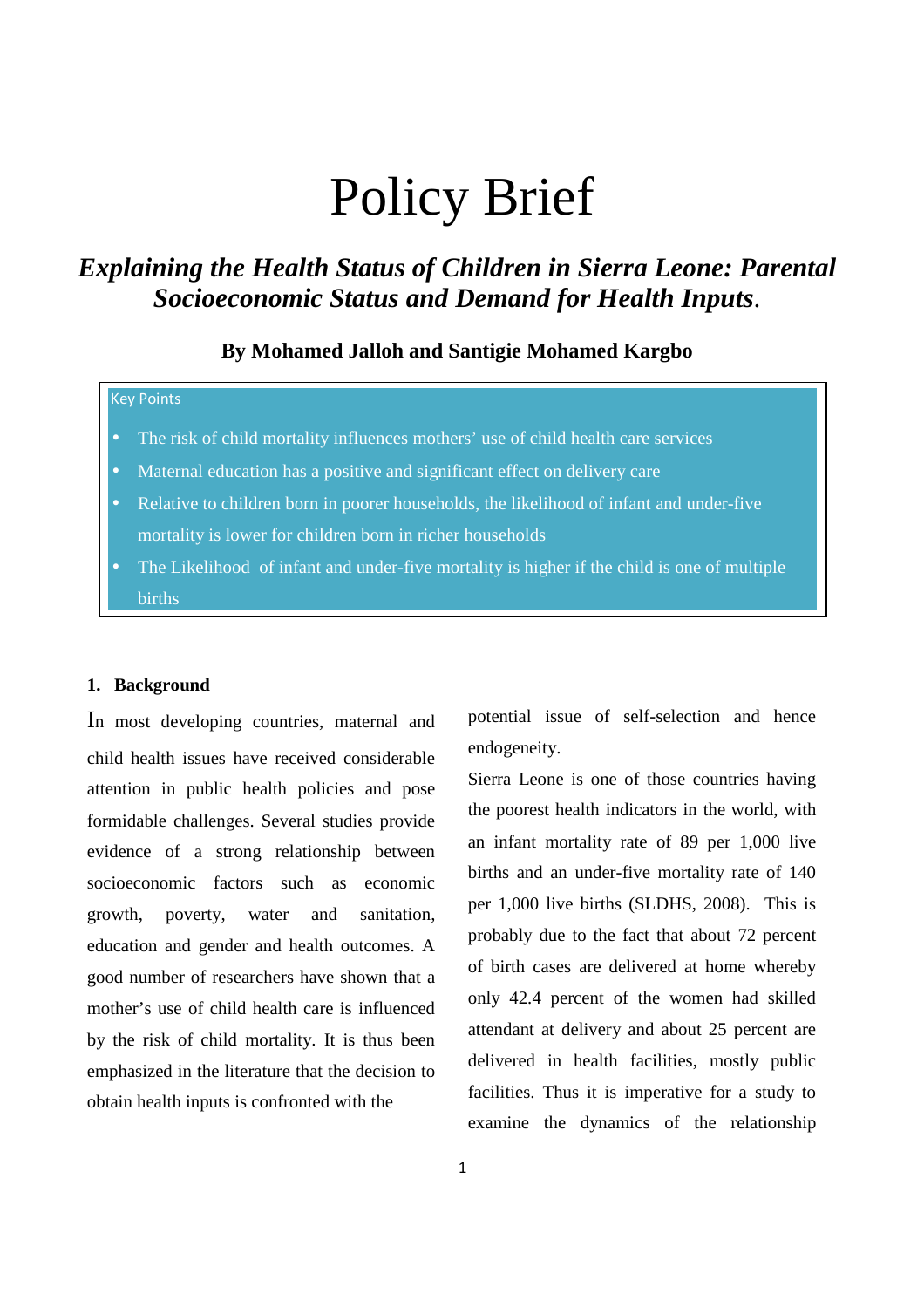# Policy Brief

## *Explaining the Health Status of Children in Sierra Leone: Parental Socioeconomic Status and Demand for Health Inputs*.

**By Mohamed Jalloh and Santigie Mohamed Kargbo**

Key Points

- The risk of child mortality influences mothers' use of child health care services
- Maternal education has a positive and significant effect on delivery care
- Relative to children born in poorer households, the likelihood of infant and under-five mortality is lower for children born in richer households
- The Likelihood of infant and under-five mortality is higher if the child is one of multiple births

### 1. Background

In most developing countries, maternal and child health issues have received considerable attention in public health policies and pose formidable challenges. Several studies provide evidence of a strong relationship between socioeconomic factors such as economic growth, poverty, water and sanitation, education and gender and health outcomes. A good number of researchers have shown that a mother's use of child health care is influenced by the risk of child mortality. It is thus been emphasized in the literature that the decision to obtain health inputs is confronted with the potential issue of self-selection and hence endogeneity.

Sierra Leone is one of those countries having the poorest health indicators in the world, with an infant mortality rate of 89 per 1,000 live births and an under-five mortality rate of 140 per 1,000 live births (SLDHS, 2008). This is probably due to the fact that about 72 percent of birth cases are delivered at home whereby only 42.4 percent of the women had skilled attendant at delivery and about 25 percent are delivered in health facilities, mostly public facilities. Thus it is imperative for a study to examine the dynamics of the relationship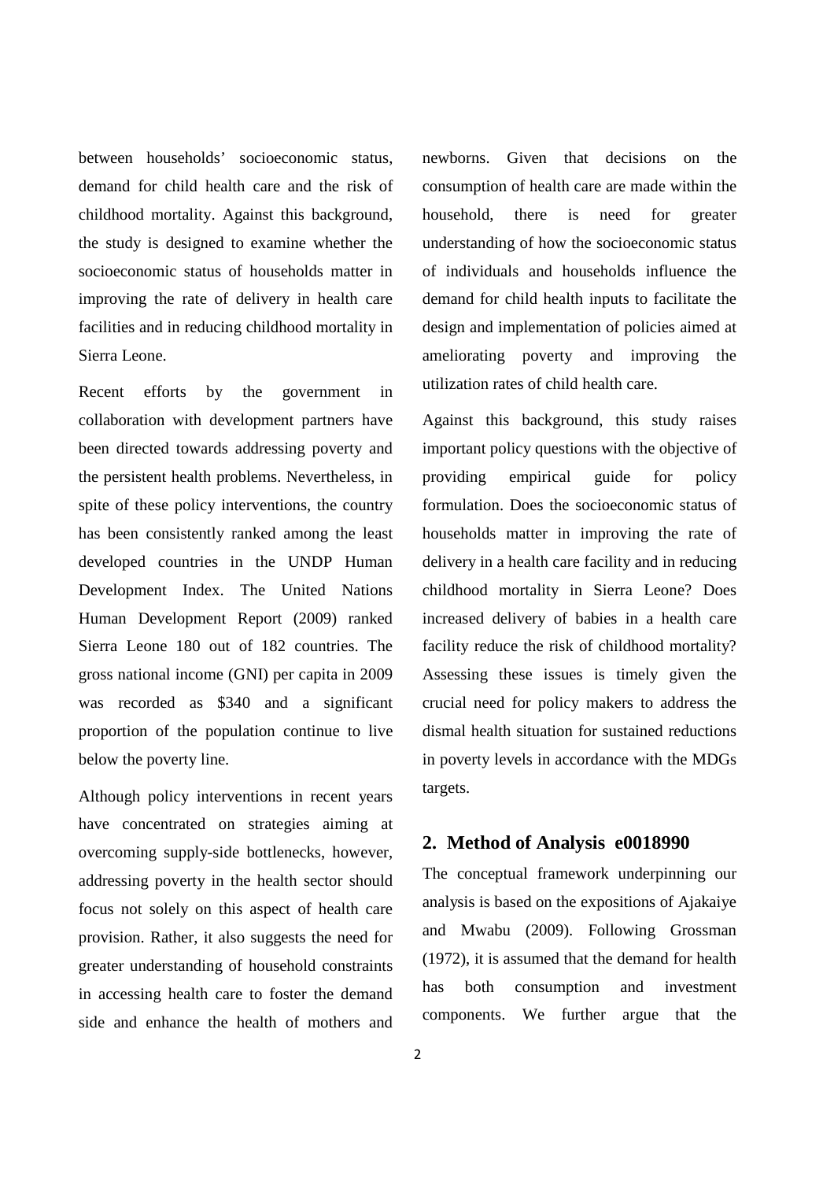between households' socioeconomic status, demand for child health care and the risk of childhood mortality. Against this background, the study is designed to examine whether the socioeconomic status of households matter in improving the rate of delivery in health care facilities and in reducing childhood mortality in Sierra Leone.

Recent efforts by the government in collaboration with development partners have been directed towards addressing poverty and the persistent health problems. Nevertheless, in spite of these policy interventions, the country has been consistently ranked among the least developed countries in the UNDP Human Development Index. The United Nations Human Development Report (2009) ranked Sierra Leone 180 out of 182 countries. The gross national income (GNI) per capita in 2009 was recorded as $340 and a significant proportion of the population continue to live below the poverty line.

Although policy interventions in recent years have concentrated on strategies aiming at overcoming supply-side bottlenecks, however, addressing poverty in the health sector should focus not solely on this aspect of health care provision. Rather, it also suggests the need for greater understanding of household constraints in accessing health care to foster the demand side and enhance the health of mothers and newborns. Given that decisions on the consumption of health care are made within the household, there is need for greater understanding of how the socioeconomic status of individuals and households influence the demand for child health inputs to facilitate the design and implementation of policies aimed at ameliorating poverty and improving the utilization rates of child health care.

Against this background, this study raises important policy questions with the objective of providing empirical guide for policy formulation. Does the socioeconomic status of households matter in improving the rate of delivery in a health care facility and in reducing childhood mortality in Sierra Leone? Does increased delivery of babies in a health care facility reduce the risk of childhood mortality? Assessing these issues is timely given the crucial need for policy makers to address the dismal health situation for sustained reductions in poverty levels in accordance with the MDGs targets.

## 2. Method of Analysis e0018990

The conceptual framework underpinning our analysis is based on the expositions of Ajakaiye and Mwabu (2009). Following Grossman (1972), it is assumed that the demand for health has both consumption and investment components. We further argue that the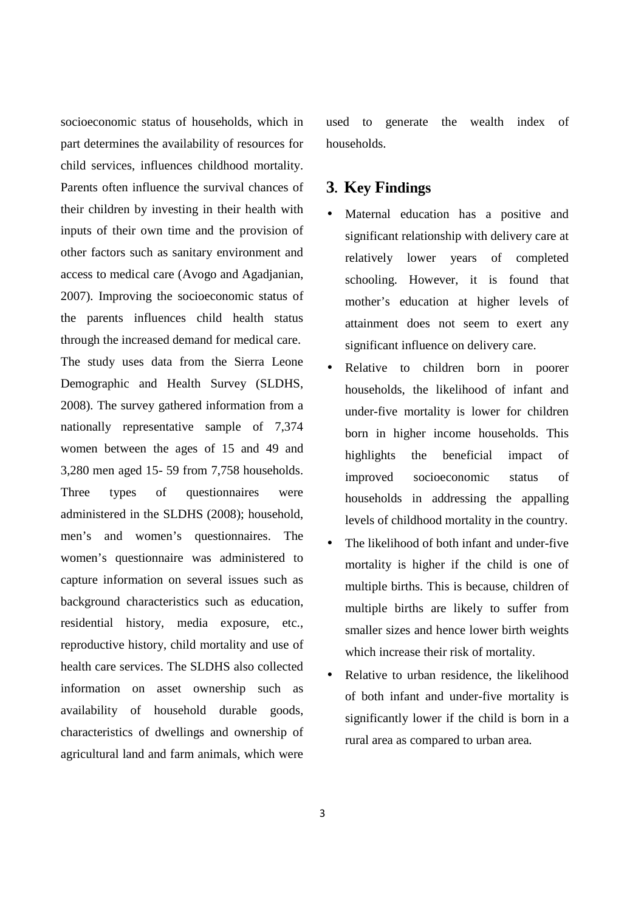socioeconomic status of households, which in part determines the availability of resources for child services, influences childhood mortality. Parents often influence the survival chances of their children by investing in their health with inputs of their own time and the provision of other factors such as sanitary environment and access to medical care (Avogo and Agadjanian, 2007). Improving the socioeconomic status of the parents influences child health status through the increased demand for medical care.

The study uses data from the Sierra Leone Demographic and Health Survey (SLDHS, 2008). The survey gathered information from a nationally representative sample of 7,374 women between the ages of 15 and 49 and 3,280 men aged 15- 59 from 7,758 households. Three types of questionnaires were administered in the SLDHS (2008); household, men's and women's questionnaires. The women's questionnaire was administered to capture information on several issues such as background characteristics such as education, residential history, media exposure, etc., reproductive history, child mortality and use of health care services. The SLDHS also collected information on asset ownership such as availability of household durable goods, characteristics of dwellings and ownership of agricultural land and farm animals, which were used to generate the wealth index of households.

## 3. Key Findings

- Maternal education has a positive and significant relationship with delivery care at relatively lower years of completed schooling. However, it is found that mother's education at higher levels of attainment does not seem to exert any significant influence on delivery care.
- Relative to children born in poorer households, the likelihood of infant and under-five mortality is lower for children born in higher income households. This highlights the beneficial impact of improved socioeconomic status of households in addressing the appalling levels of childhood mortality in the country.
- The likelihood of both infant and under-five mortality is higher if the child is one of multiple births. This is because, children of multiple births are likely to suffer from smaller sizes and hence lower birth weights which increase their risk of mortality.
- Relative to urban residence, the likelihood of both infant and under-five mortality is significantly lower if the child is born in a rural area as compared to urban area.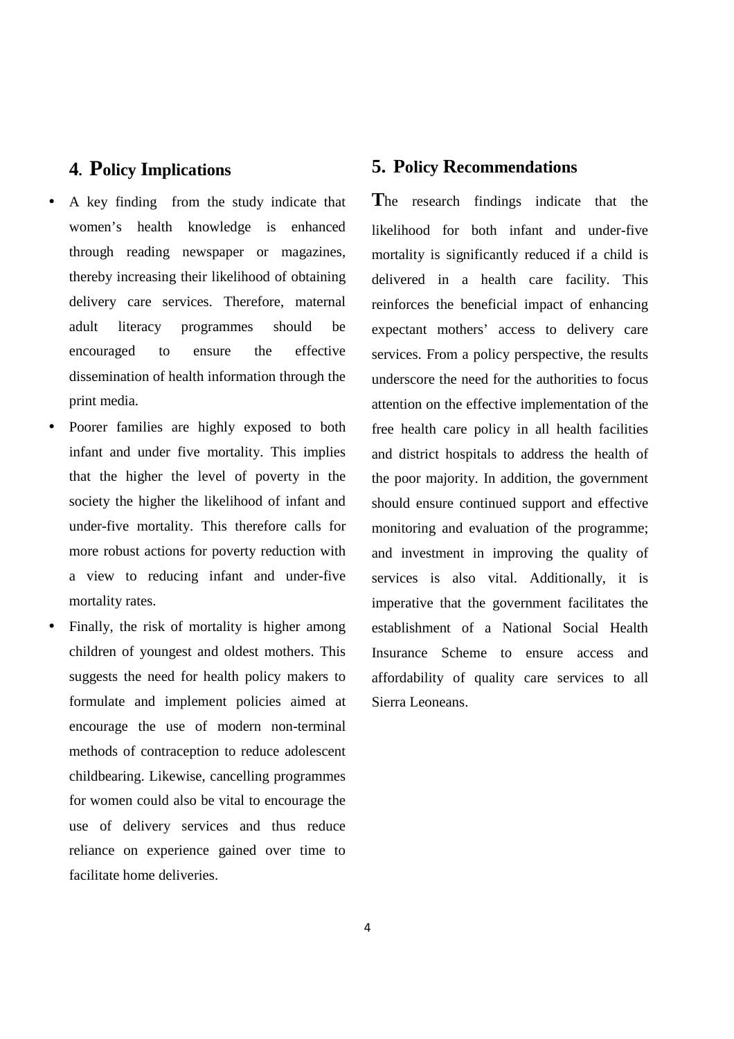## 4. Policy Implications

- A key finding from the study indicate that women's health knowledge is enhanced through reading newspaper or magazines, thereby increasing their likelihood of obtaining delivery care services. Therefore, maternal adult literacy programmes should be encouraged to ensure the effective dissemination of health information through the print media.
- Poorer families are highly exposed to both infant and under five mortality. This implies that the higher the level of poverty in the society the higher the likelihood of infant and under-five mortality. This therefore calls for more robust actions for poverty reduction with a view to reducing infant and under-five mortality rates.
- Finally, the risk of mortality is higher among children of youngest and oldest mothers. This suggests the need for health policy makers to formulate and implement policies aimed at encourage the use of modern non-terminal methods of contraception to reduce adolescent childbearing. Likewise, cancelling programmes for women could also be vital to encourage the use of delivery services and thus reduce reliance on experience gained over time to facilitate home deliveries.

## 5. Policy Recommendations

The research findings indicate that the likelihood for both infant and under-five mortality is significantly reduced if a child is delivered in a health care facility. This reinforces the beneficial impact of enhancing expectant mothers' access to delivery care services. From a policy perspective, the results underscore the need for the authorities to focus attention on the effective implementation of the free health care policy in all health facilities and district hospitals to address the health of the poor majority. In addition, the government should ensure continued support and effective monitoring and evaluation of the programme; and investment in improving the quality of services is also vital. Additionally, it is imperative that the government facilitates the establishment of a National Social Health Insurance Scheme to ensure access and affordability of quality care services to all Sierra Leoneans.